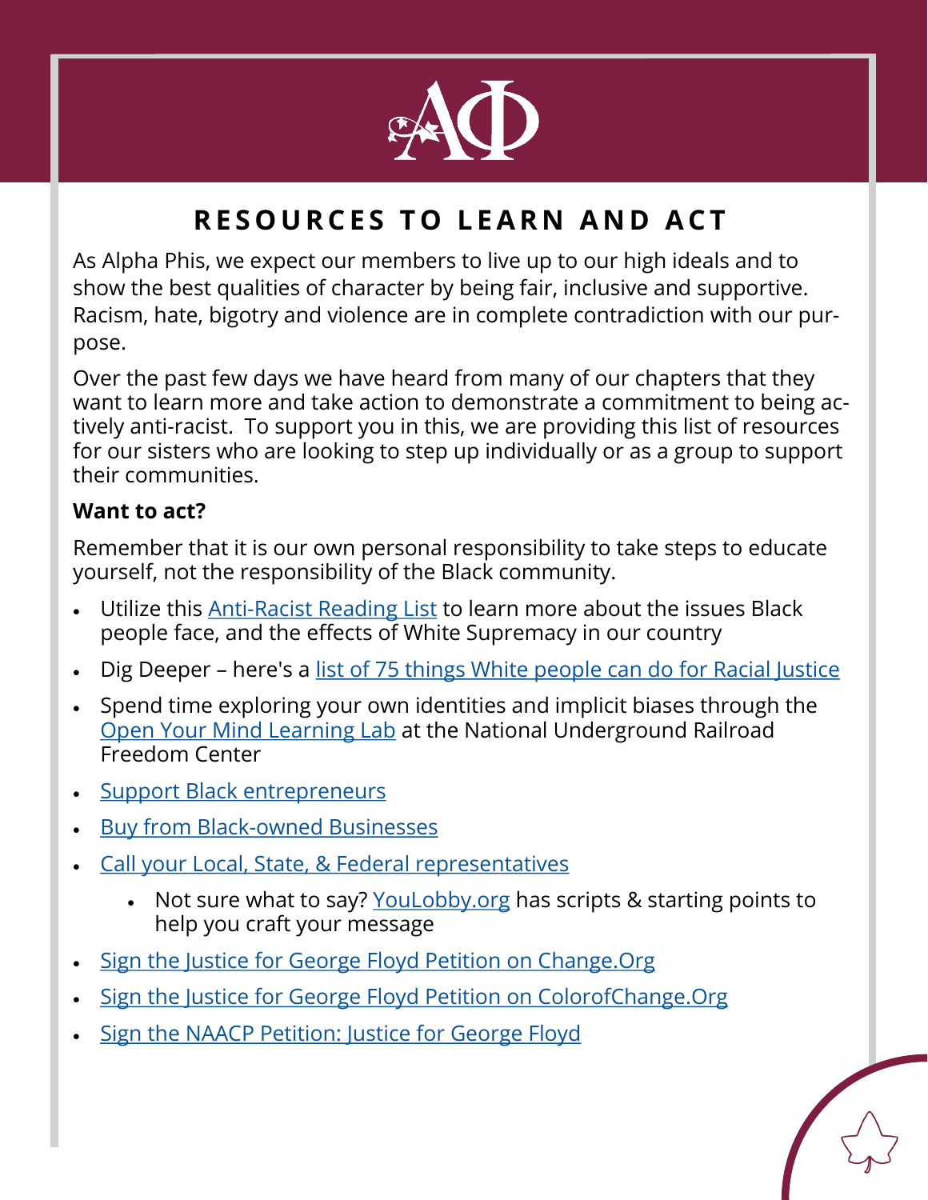# RESOURCES TO LEARN AND ACT

As Alpha Phis, we expect our members to live up to our high ideals and to show the best qualities of character by being fair, inclusive and supportive. Racism, hate, bigotry and violence are in complete contradiction with our purpose.

Over the past few days we have heard from many of our chapters that they want to learn more and take action to demonstrate a commitment to being actively anti-racist. To support you in this, we are providing this list of resources for our sisters who are looking to step up individually or as a group to support their communities.

**Want to act?**

Remember that it is our own personal responsibility to take steps to educate yourself, not the responsibility of the Black community.

- Utilize this Anti-Racist Reading List to learn more about the issues Black people face, and the effects of White Supremacy in our country
- Dig Deeper – here's a list of 75 things White people can do for Racial Justice
- Spend time exploring your own identities and implicit biases through the Open Your Mind Learning Lab at the National Underground Railroad Freedom Center
- Support Black entrepreneurs
- Buy from Black-owned Businesses
- Call your Local, State, & Federal representatives
  - Not sure what to say? YouLobby.org has scripts & starting points to help you craft your message
- Sign the Justice for George Floyd Petition on Change.Org
- Sign the Justice for George Floyd Petition on ColorofChange.Org
- Sign the NAACP Petition: Justice for George Floyd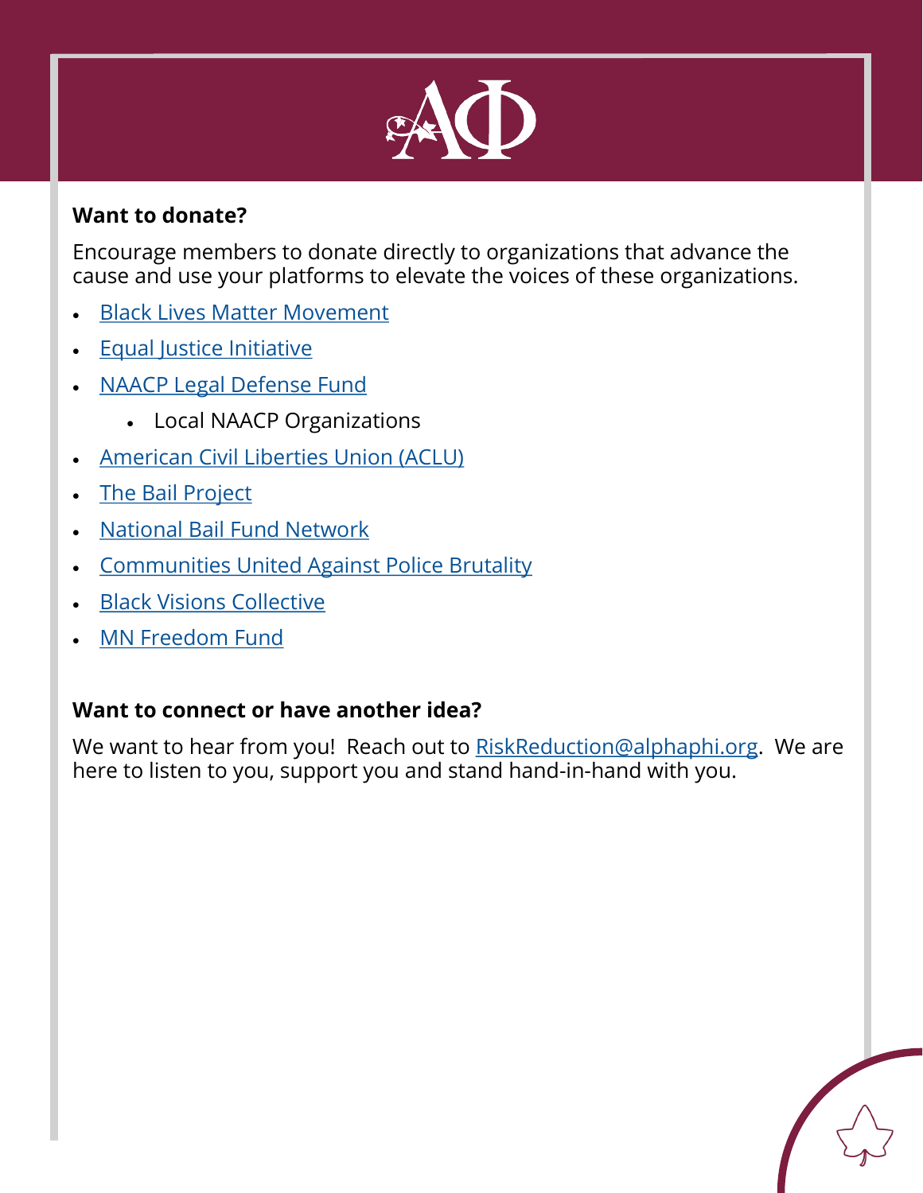**Want to donate?**

Encourage members to donate directly to organizations that advance the cause and use your platforms to elevate the voices of these organizations.

- Black Lives Matter Movement
- Equal Justice Initiative
- NAACP Legal Defense Fund
    - Local NAACP Organizations
- American Civil Liberties Union (ACLU)
- The Bail Project
- National Bail Fund Network
- Communities United Against Police Brutality
- Black Visions Collective
- MN Freedom Fund

**Want to connect or have another idea?**

We want to hear from you! Reach out to RiskReduction@alphaphi.org. We are here to listen to you, support you and stand hand-in-hand with you.